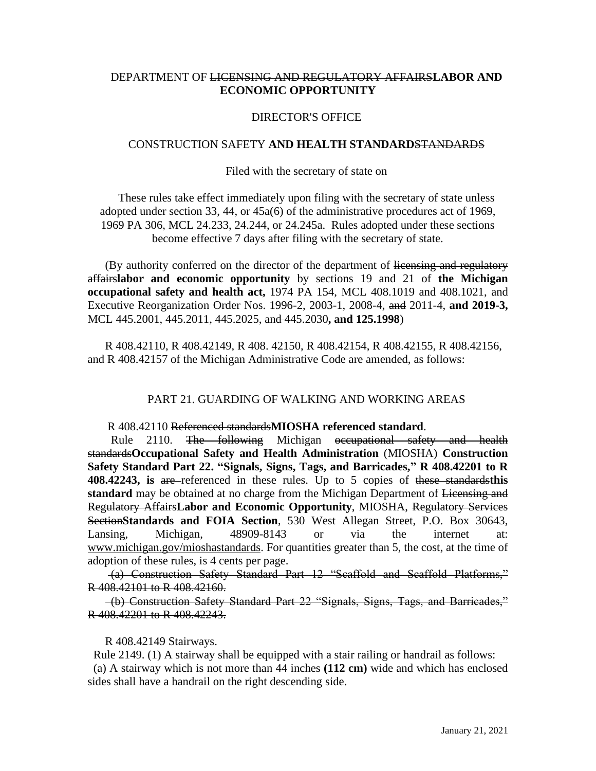DEPARTMENT OF ~~LICENSING AND REGULATORY AFFAIRS~~**LABOR AND ECONOMIC OPPORTUNITY**

DIRECTOR'S OFFICE

CONSTRUCTION SAFETY **AND HEALTH STANDARD**~~STANDARDS~~

Filed with the secretary of state on

These rules take effect immediately upon filing with the secretary of state unless adopted under section 33, 44, or 45a(6) of the administrative procedures act of 1969, 1969 PA 306, MCL 24.233, 24.244, or 24.245a. Rules adopted under these sections become effective 7 days after filing with the secretary of state.

(By authority conferred on the director of the department of ~~licensing and regulatory affairs~~**labor and economic opportunity** by sections 19 and 21 of **the Michigan occupational safety and health act,** 1974 PA 154, MCL 408.1019 and 408.1021, and Executive Reorganization Order Nos. 1996-2, 2003-1, 2008-4, ~~and~~ 2011-4, **and 2019-3,** MCL 445.2001, 445.2011, 445.2025, ~~and~~ 445.2030**, and 125.1998**)

R 408.42110, R 408.42149, R 408. 42150, R 408.42154, R 408.42155, R 408.42156, and R 408.42157 of the Michigan Administrative Code are amended, as follows:

PART 21. GUARDING OF WALKING AND WORKING AREAS

R 408.42110 ~~Referenced standards~~**MIOSHA referenced standard**.

Rule 2110. ~~The following~~ Michigan ~~occupational safety and health standards~~**Occupational Safety and Health Administration** (MIOSHA) **Construction Safety Standard Part 22. "Signals, Signs, Tags, and Barricades," R 408.42201 to R 408.42243, is** ~~are~~ referenced in these rules. Up to 5 copies of ~~these standards~~**this standard** may be obtained at no charge from the Michigan Department of ~~Licensing and Regulatory Affairs~~**Labor and Economic Opportunity**, MIOSHA, ~~Regulatory Services Section~~**Standards and FOIA Section**, 530 West Allegan Street, P.O. Box 30643, Lansing, Michigan, 48909-8143 or via the internet at: www.michigan.gov/mioshastandards. For quantities greater than 5, the cost, at the time of adoption of these rules, is 4 cents per page.

~~(a) Construction Safety Standard Part 12 "Scaffold and Scaffold Platforms," R 408.42101 to R 408.42160.~~

~~(b) Construction Safety Standard Part 22 "Signals, Signs, Tags, and Barricades," R 408.42201 to R 408.42243.~~

R 408.42149 Stairways.

Rule 2149. (1) A stairway shall be equipped with a stair railing or handrail as follows:

(a) A stairway which is not more than 44 inches **(112 cm)** wide and which has enclosed sides shall have a handrail on the right descending side.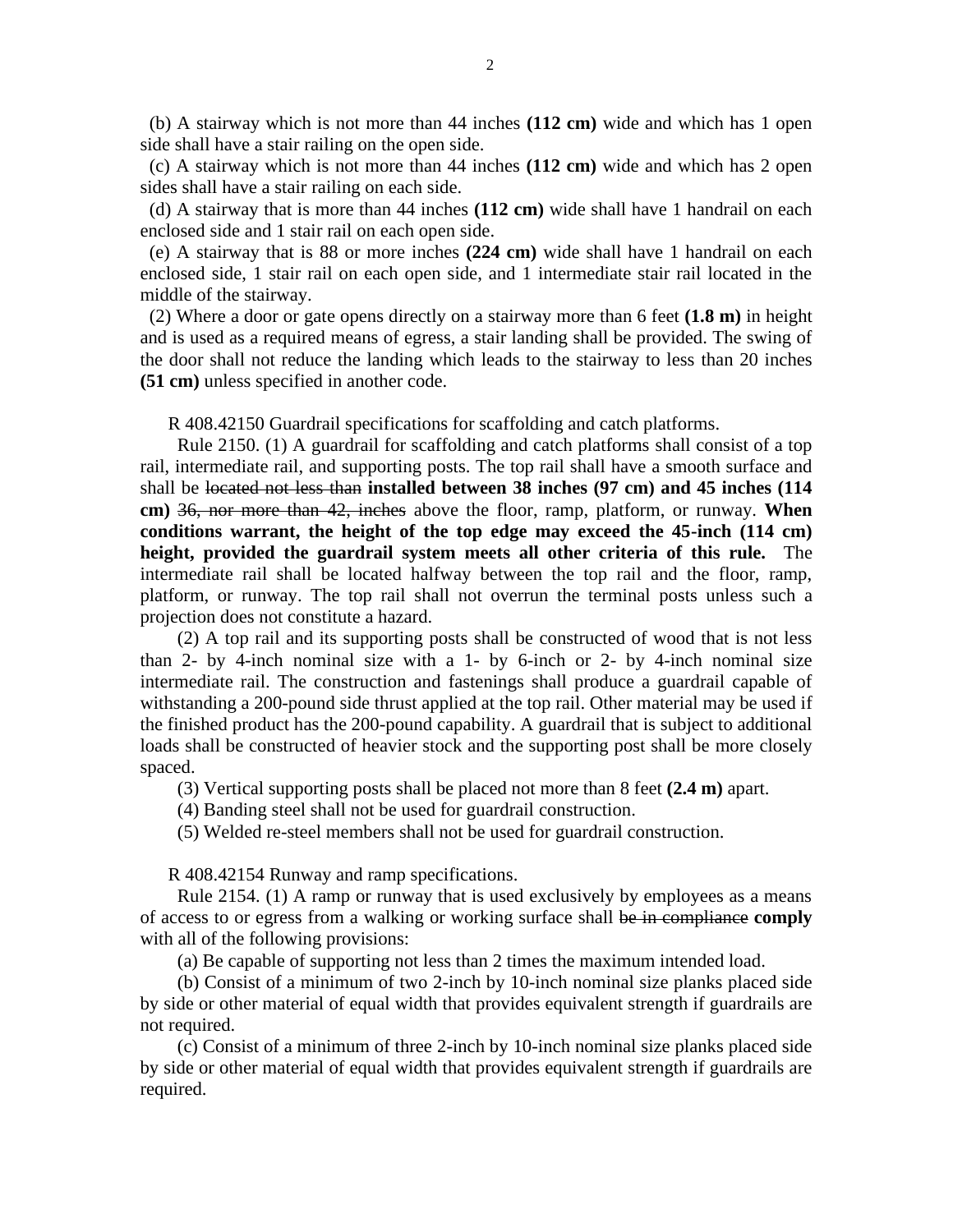(b) A stairway which is not more than 44 inches **(112 cm)** wide and which has 1 open side shall have a stair railing on the open side.

(c) A stairway which is not more than 44 inches **(112 cm)** wide and which has 2 open sides shall have a stair railing on each side.

(d) A stairway that is more than 44 inches **(112 cm)** wide shall have 1 handrail on each enclosed side and 1 stair rail on each open side.

(e) A stairway that is 88 or more inches **(224 cm)** wide shall have 1 handrail on each enclosed side, 1 stair rail on each open side, and 1 intermediate stair rail located in the middle of the stairway.

(2) Where a door or gate opens directly on a stairway more than 6 feet **(1.8 m)** in height and is used as a required means of egress, a stair landing shall be provided. The swing of the door shall not reduce the landing which leads to the stairway to less than 20 inches **(51 cm)** unless specified in another code.

R 408.42150 Guardrail specifications for scaffolding and catch platforms.

Rule 2150. (1) A guardrail for scaffolding and catch platforms shall consist of a top rail, intermediate rail, and supporting posts. The top rail shall have a smooth surface and shall be ~~located not less than~~ **installed between 38 inches (97 cm) and 45 inches (114 cm)** ~~36, nor more than 42, inches~~ above the floor, ramp, platform, or runway. **When conditions warrant, the height of the top edge may exceed the 45-inch (114 cm) height, provided the guardrail system meets all other criteria of this rule.** The intermediate rail shall be located halfway between the top rail and the floor, ramp, platform, or runway. The top rail shall not overrun the terminal posts unless such a projection does not constitute a hazard.

(2) A top rail and its supporting posts shall be constructed of wood that is not less than 2- by 4-inch nominal size with a 1- by 6-inch or 2- by 4-inch nominal size intermediate rail. The construction and fastenings shall produce a guardrail capable of withstanding a 200-pound side thrust applied at the top rail. Other material may be used if the finished product has the 200-pound capability. A guardrail that is subject to additional loads shall be constructed of heavier stock and the supporting post shall be more closely spaced.

(3) Vertical supporting posts shall be placed not more than 8 feet **(2.4 m)** apart.

(4) Banding steel shall not be used for guardrail construction.

(5) Welded re-steel members shall not be used for guardrail construction.

R 408.42154 Runway and ramp specifications.

Rule 2154. (1) A ramp or runway that is used exclusively by employees as a means of access to or egress from a walking or working surface shall ~~be in compliance~~ **comply** with all of the following provisions:

(a) Be capable of supporting not less than 2 times the maximum intended load.

(b) Consist of a minimum of two 2-inch by 10-inch nominal size planks placed side by side or other material of equal width that provides equivalent strength if guardrails are not required.

(c) Consist of a minimum of three 2-inch by 10-inch nominal size planks placed side by side or other material of equal width that provides equivalent strength if guardrails are required.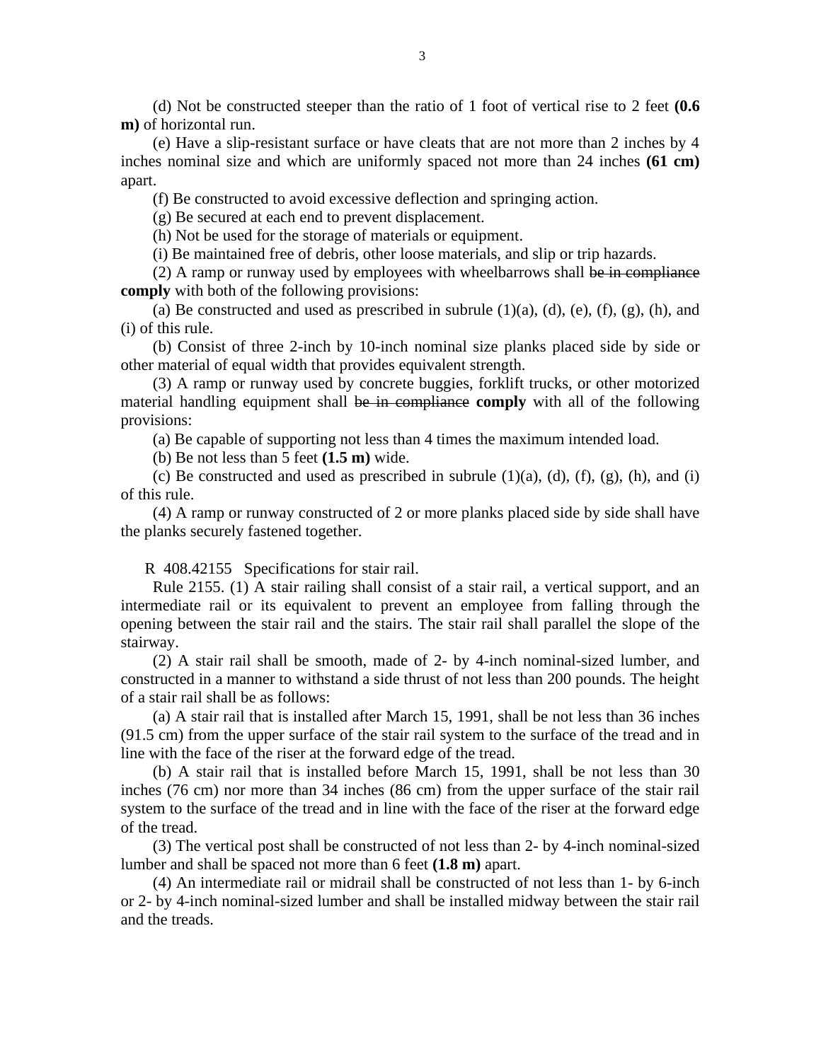(d) Not be constructed steeper than the ratio of 1 foot of vertical rise to 2 feet **(0.6 m)** of horizontal run.

(e) Have a slip-resistant surface or have cleats that are not more than 2 inches by 4 inches nominal size and which are uniformly spaced not more than 24 inches **(61 cm)** apart.

(f) Be constructed to avoid excessive deflection and springing action.

(g) Be secured at each end to prevent displacement.

(h) Not be used for the storage of materials or equipment.

(i) Be maintained free of debris, other loose materials, and slip or trip hazards.

(2) A ramp or runway used by employees with wheelbarrows shall ~~be in compliance~~ **comply** with both of the following provisions:

(a) Be constructed and used as prescribed in subrule (1)(a), (d), (e), (f), (g), (h), and (i) of this rule.

(b) Consist of three 2-inch by 10-inch nominal size planks placed side by side or other material of equal width that provides equivalent strength.

(3) A ramp or runway used by concrete buggies, forklift trucks, or other motorized material handling equipment shall ~~be in compliance~~ **comply** with all of the following provisions:

(a) Be capable of supporting not less than 4 times the maximum intended load.

(b) Be not less than 5 feet **(1.5 m)** wide.

(c) Be constructed and used as prescribed in subrule (1)(a), (d), (f), (g), (h), and (i) of this rule.

(4) A ramp or runway constructed of 2 or more planks placed side by side shall have the planks securely fastened together.

R 408.42155 Specifications for stair rail.

Rule 2155. (1) A stair railing shall consist of a stair rail, a vertical support, and an intermediate rail or its equivalent to prevent an employee from falling through the opening between the stair rail and the stairs. The stair rail shall parallel the slope of the stairway.

(2) A stair rail shall be smooth, made of 2- by 4-inch nominal-sized lumber, and constructed in a manner to withstand a side thrust of not less than 200 pounds. The height of a stair rail shall be as follows:

(a) A stair rail that is installed after March 15, 1991, shall be not less than 36 inches (91.5 cm) from the upper surface of the stair rail system to the surface of the tread and in line with the face of the riser at the forward edge of the tread.

(b) A stair rail that is installed before March 15, 1991, shall be not less than 30 inches (76 cm) nor more than 34 inches (86 cm) from the upper surface of the stair rail system to the surface of the tread and in line with the face of the riser at the forward edge of the tread.

(3) The vertical post shall be constructed of not less than 2- by 4-inch nominal-sized lumber and shall be spaced not more than 6 feet **(1.8 m)** apart.

(4) An intermediate rail or midrail shall be constructed of not less than 1- by 6-inch or 2- by 4-inch nominal-sized lumber and shall be installed midway between the stair rail and the treads.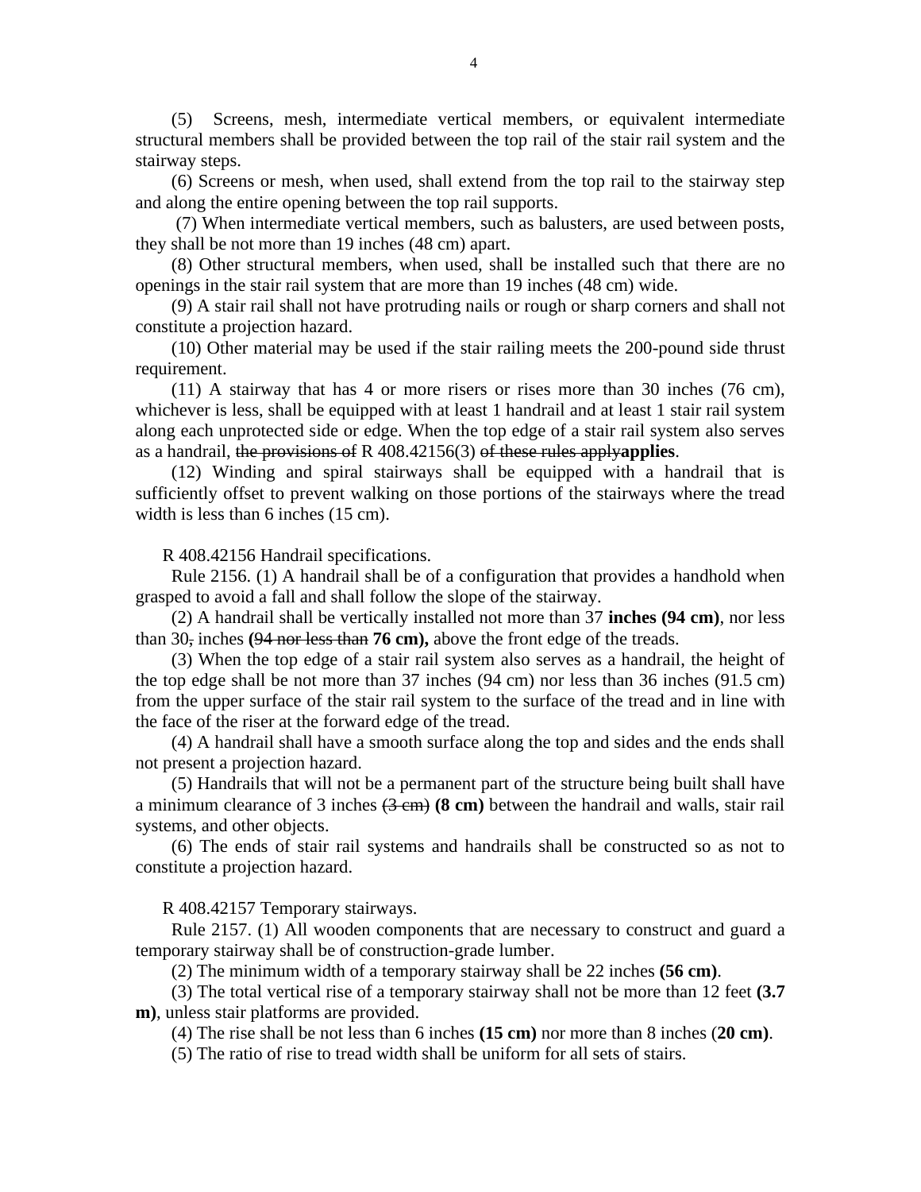(5) Screens, mesh, intermediate vertical members, or equivalent intermediate structural members shall be provided between the top rail of the stair rail system and the stairway steps.

(6) Screens or mesh, when used, shall extend from the top rail to the stairway step and along the entire opening between the top rail supports.

(7) When intermediate vertical members, such as balusters, are used between posts, they shall be not more than 19 inches (48 cm) apart.

(8) Other structural members, when used, shall be installed such that there are no openings in the stair rail system that are more than 19 inches (48 cm) wide.

(9) A stair rail shall not have protruding nails or rough or sharp corners and shall not constitute a projection hazard.

(10) Other material may be used if the stair railing meets the 200-pound side thrust requirement.

(11) A stairway that has 4 or more risers or rises more than 30 inches (76 cm), whichever is less, shall be equipped with at least 1 handrail and at least 1 stair rail system along each unprotected side or edge. When the top edge of a stair rail system also serves as a handrail, ~~the provisions of~~ R 408.42156(3) ~~of these rules apply~~**applies**.

(12) Winding and spiral stairways shall be equipped with a handrail that is sufficiently offset to prevent walking on those portions of the stairways where the tread width is less than 6 inches (15 cm).

R 408.42156 Handrail specifications.

Rule 2156. (1) A handrail shall be of a configuration that provides a handhold when grasped to avoid a fall and shall follow the slope of the stairway.

(2) A handrail shall be vertically installed not more than 37 **inches (94 cm)**, nor less than 30~~,~~ inches **(**~~94 nor less than~~ **76 cm),** above the front edge of the treads.

(3) When the top edge of a stair rail system also serves as a handrail, the height of the top edge shall be not more than 37 inches (94 cm) nor less than 36 inches (91.5 cm) from the upper surface of the stair rail system to the surface of the tread and in line with the face of the riser at the forward edge of the tread.

(4) A handrail shall have a smooth surface along the top and sides and the ends shall not present a projection hazard.

(5) Handrails that will not be a permanent part of the structure being built shall have a minimum clearance of 3 inches ~~(3 cm)~~ **(8 cm)** between the handrail and walls, stair rail systems, and other objects.

(6) The ends of stair rail systems and handrails shall be constructed so as not to constitute a projection hazard.

R 408.42157 Temporary stairways.

Rule 2157. (1) All wooden components that are necessary to construct and guard a temporary stairway shall be of construction-grade lumber.

(2) The minimum width of a temporary stairway shall be 22 inches **(56 cm)**.

(3) The total vertical rise of a temporary stairway shall not be more than 12 feet **(3.7 m)**, unless stair platforms are provided.

(4) The rise shall be not less than 6 inches **(15 cm)** nor more than 8 inches (**20 cm)**.

(5) The ratio of rise to tread width shall be uniform for all sets of stairs.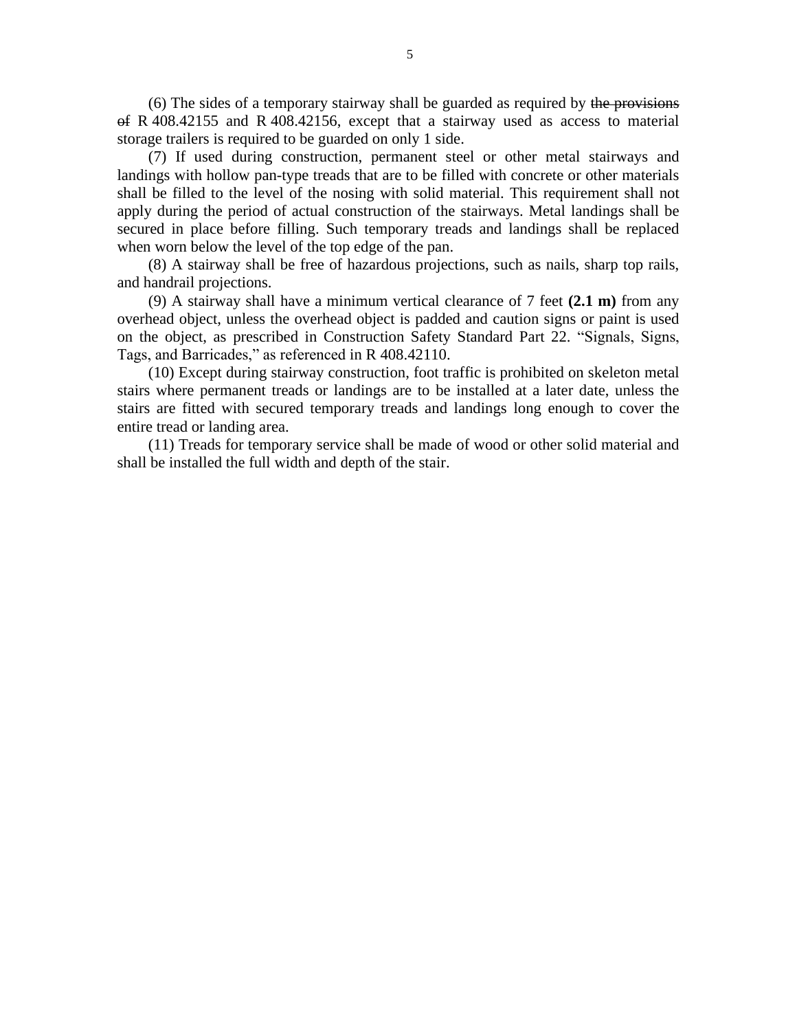(6) The sides of a temporary stairway shall be guarded as required by ~~the provisions of~~ R 408.42155 and R 408.42156, except that a stairway used as access to material storage trailers is required to be guarded on only 1 side.

(7) If used during construction, permanent steel or other metal stairways and landings with hollow pan-type treads that are to be filled with concrete or other materials shall be filled to the level of the nosing with solid material. This requirement shall not apply during the period of actual construction of the stairways. Metal landings shall be secured in place before filling. Such temporary treads and landings shall be replaced when worn below the level of the top edge of the pan.

(8) A stairway shall be free of hazardous projections, such as nails, sharp top rails, and handrail projections.

(9) A stairway shall have a minimum vertical clearance of 7 feet **(2.1 m)** from any overhead object, unless the overhead object is padded and caution signs or paint is used on the object, as prescribed in Construction Safety Standard Part 22. "Signals, Signs, Tags, and Barricades," as referenced in R 408.42110.

(10) Except during stairway construction, foot traffic is prohibited on skeleton metal stairs where permanent treads or landings are to be installed at a later date, unless the stairs are fitted with secured temporary treads and landings long enough to cover the entire tread or landing area.

(11) Treads for temporary service shall be made of wood or other solid material and shall be installed the full width and depth of the stair.